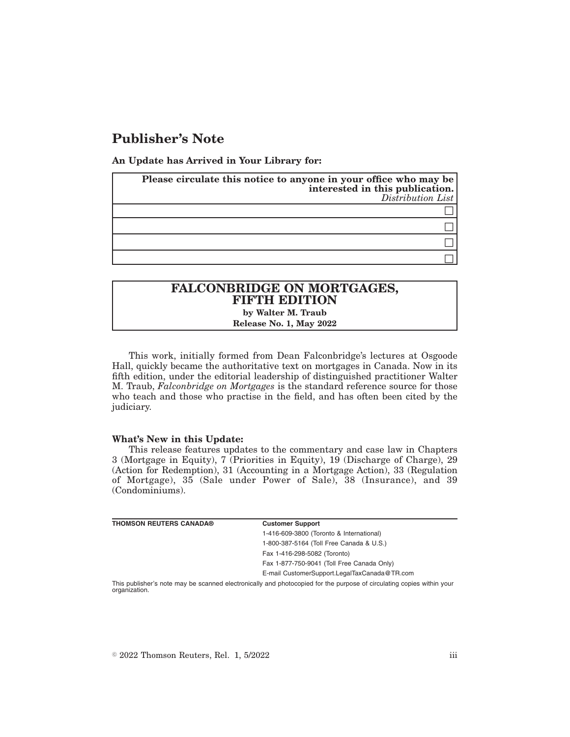# Publisher's Note

**An Update has Arrived in Your Library for:**

| **Please circulate this notice to anyone in your office who may be interested in this publication.** *Distribution List* |
| --- |
| ☐ |
| ☐ |
| ☐ |
| ☐ |

| **FALCONBRIDGE ON MORTGAGES, FIFTH EDITION** **by Walter M. Traub** **Release No. 1, May 2022** |
| --- |

This work, initially formed from Dean Falconbridge's lectures at Osgoode Hall, quickly became the authoritative text on mortgages in Canada. Now in its fifth edition, under the editorial leadership of distinguished practitioner Walter M. Traub, *Falconbridge on Mortgages* is the standard reference source for those who teach and those who practise in the field, and has often been cited by the judiciary.

**What's New in this Update:**

This release features updates to the commentary and case law in Chapters 3 (Mortgage in Equity), 7 (Priorities in Equity), 19 (Discharge of Charge), 29 (Action for Redemption), 31 (Accounting in a Mortgage Action), 33 (Regulation of Mortgage), 35 (Sale under Power of Sale), 38 (Insurance), and 39 (Condominiums).

| **THOMSON REUTERS CANADA®** | **Customer Support** |
| --- | --- |
| | 1-416-609-3800 (Toronto & International) |
| | 1-800-387-5164 (Toll Free Canada & U.S.) |
| | Fax 1-416-298-5082 (Toronto) |
| | Fax 1-877-750-9041 (Toll Free Canada Only) |
| | E-mail CustomerSupport.LegalTaxCanada@TR.com |

This publisher's note may be scanned electronically and photocopied for the purpose of circulating copies within your organization.

© 2022 Thomson Reuters, Rel. 1, 5/2022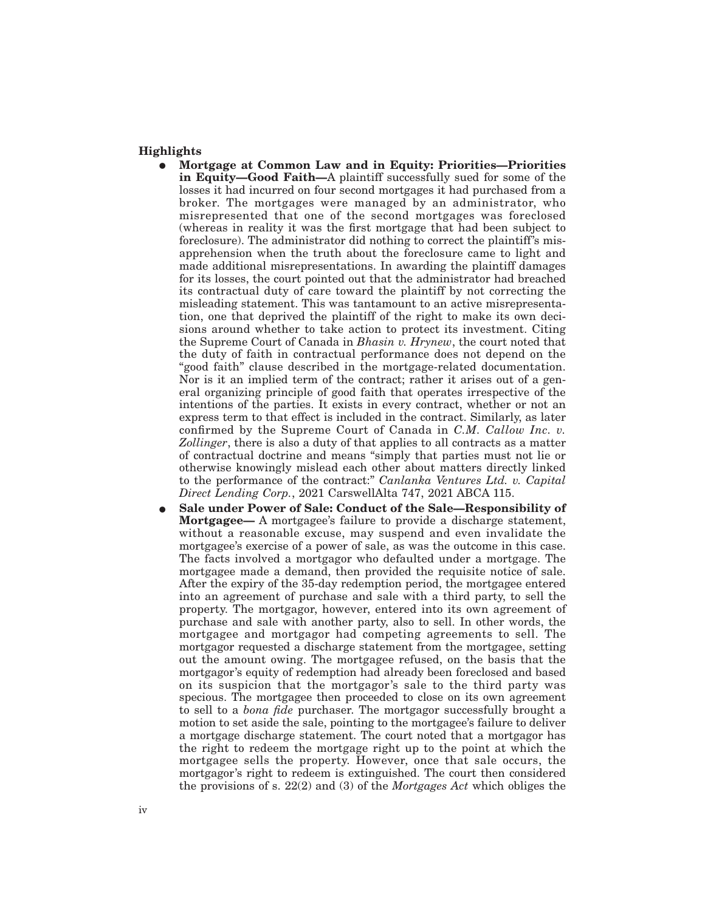## Highlights

- **Mortgage at Common Law and in Equity: Priorities—Priorities in Equity—Good Faith—**A plaintiff successfully sued for some of the losses it had incurred on four second mortgages it had purchased from a broker. The mortgages were managed by an administrator, who misrepresented that one of the second mortgages was foreclosed (whereas in reality it was the first mortgage that had been subject to foreclosure). The administrator did nothing to correct the plaintiff's misapprehension when the truth about the foreclosure came to light and made additional misrepresentations. In awarding the plaintiff damages for its losses, the court pointed out that the administrator had breached its contractual duty of care toward the plaintiff by not correcting the misleading statement. This was tantamount to an active misrepresentation, one that deprived the plaintiff of the right to make its own decisions around whether to take action to protect its investment. Citing the Supreme Court of Canada in *Bhasin v. Hrynew*, the court noted that the duty of faith in contractual performance does not depend on the "good faith" clause described in the mortgage-related documentation. Nor is it an implied term of the contract; rather it arises out of a general organizing principle of good faith that operates irrespective of the intentions of the parties. It exists in every contract, whether or not an express term to that effect is included in the contract. Similarly, as later confirmed by the Supreme Court of Canada in *C.M. Callow Inc. v. Zollinger*, there is also a duty of that applies to all contracts as a matter of contractual doctrine and means "simply that parties must not lie or otherwise knowingly mislead each other about matters directly linked to the performance of the contract:" *Canlanka Ventures Ltd. v. Capital Direct Lending Corp.*, 2021 CarswellAlta 747, 2021 ABCA 115.
- **Sale under Power of Sale: Conduct of the Sale—Responsibility of Mortgagee—** A mortgagee's failure to provide a discharge statement, without a reasonable excuse, may suspend and even invalidate the mortgagee's exercise of a power of sale, as was the outcome in this case. The facts involved a mortgagor who defaulted under a mortgage. The mortgagee made a demand, then provided the requisite notice of sale. After the expiry of the 35-day redemption period, the mortgagee entered into an agreement of purchase and sale with a third party, to sell the property. The mortgagor, however, entered into its own agreement of purchase and sale with another party, also to sell. In other words, the mortgagee and mortgagor had competing agreements to sell. The mortgagor requested a discharge statement from the mortgagee, setting out the amount owing. The mortgagee refused, on the basis that the mortgagor's equity of redemption had already been foreclosed and based on its suspicion that the mortgagor's sale to the third party was specious. The mortgagee then proceeded to close on its own agreement to sell to a *bona fide* purchaser. The mortgagor successfully brought a motion to set aside the sale, pointing to the mortgagee's failure to deliver a mortgage discharge statement. The court noted that a mortgagor has the right to redeem the mortgage right up to the point at which the mortgagee sells the property. However, once that sale occurs, the mortgagor's right to redeem is extinguished. The court then considered the provisions of s. 22(2) and (3) of the *Mortgages Act* which obliges the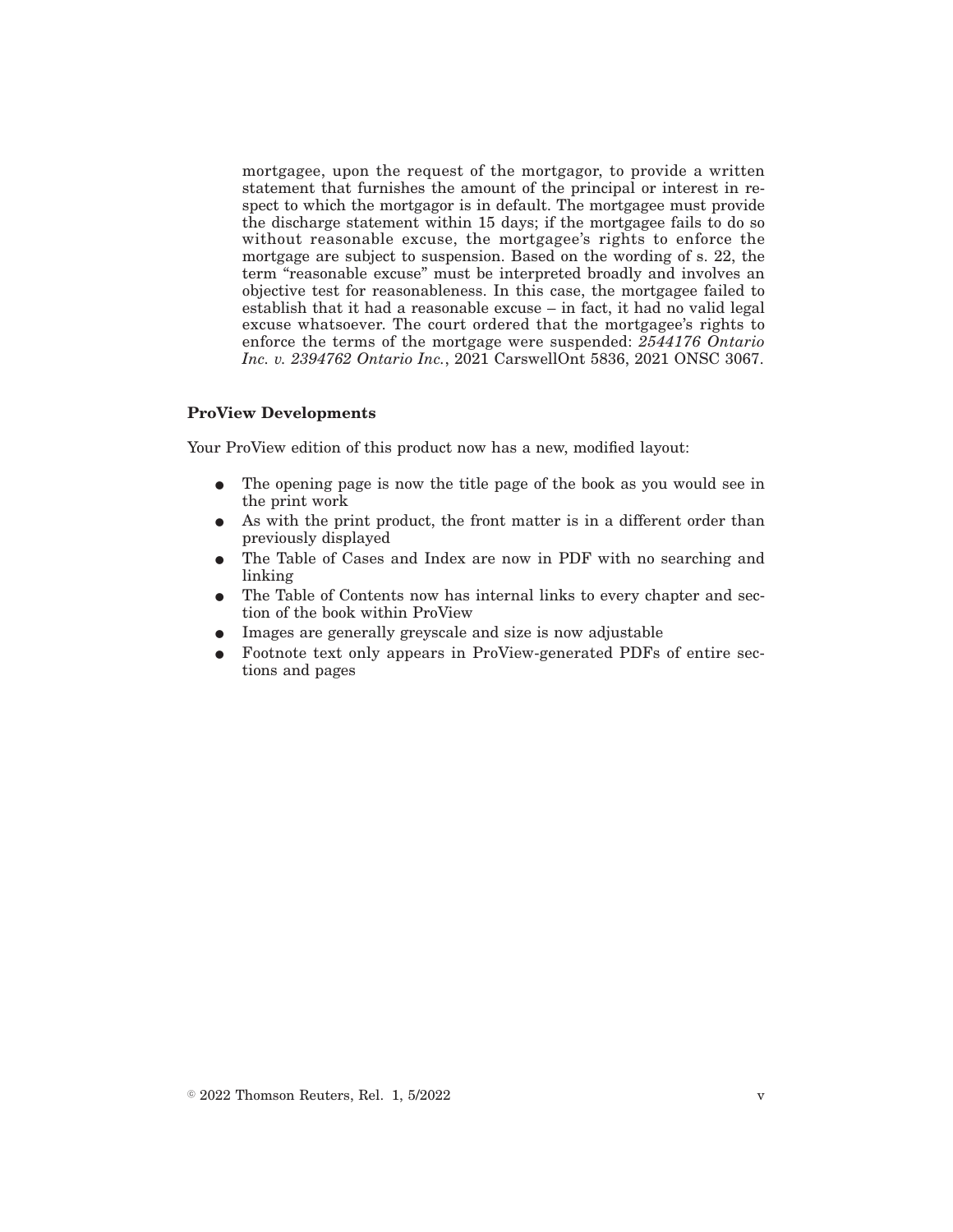mortgagee, upon the request of the mortgagor, to provide a written statement that furnishes the amount of the principal or interest in respect to which the mortgagor is in default. The mortgagee must provide the discharge statement within 15 days; if the mortgagee fails to do so without reasonable excuse, the mortgagee's rights to enforce the mortgage are subject to suspension. Based on the wording of s. 22, the term "reasonable excuse" must be interpreted broadly and involves an objective test for reasonableness. In this case, the mortgagee failed to establish that it had a reasonable excuse – in fact, it had no valid legal excuse whatsoever. The court ordered that the mortgagee's rights to enforce the terms of the mortgage were suspended: *2544176 Ontario Inc. v. 2394762 Ontario Inc.*, 2021 CarswellOnt 5836, 2021 ONSC 3067.

**ProView Developments**

Your ProView edition of this product now has a new, modified layout:

- The opening page is now the title page of the book as you would see in the print work
- As with the print product, the front matter is in a different order than previously displayed
- The Table of Cases and Index are now in PDF with no searching and linking
- The Table of Contents now has internal links to every chapter and section of the book within ProView
- Images are generally greyscale and size is now adjustable
- Footnote text only appears in ProView-generated PDFs of entire sections and pages